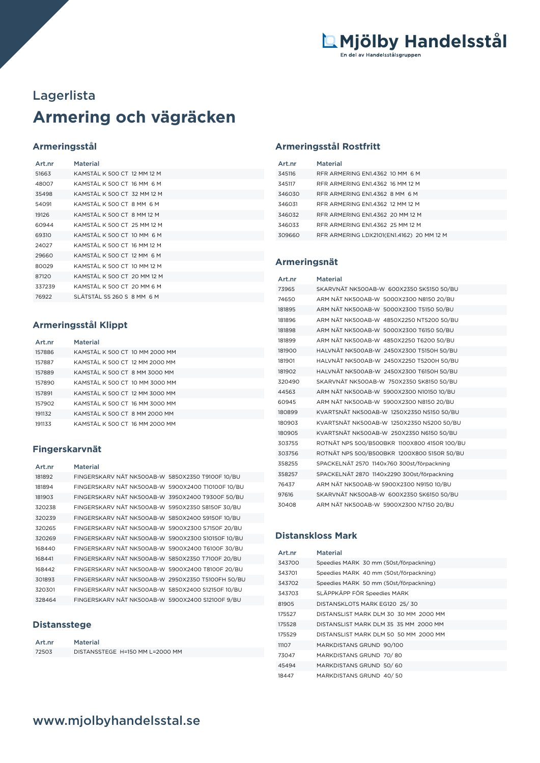Mjölby Handelsstål
En del av Handelsstålsgruppen

## Lagerlista

# Armering och vägräcken

### Armeringsstål

| Art.nr | Material |
| --- | --- |
| 51663 | KAMSTÅL K 500 CT 12 MM 12 M |
| 48007 | KAMSTÅL K 500 CT 16 MM 6 M |
| 35498 | KAMSTÅL K 500 CT 32 MM 12 M |
| 54091 | KAMSTÅL K 500 CT 8 MM 6 M |
| 19126 | KAMSTÅL K 500 CT 8 MM 12 M |
| 60944 | KAMSTÅL K 500 CT 25 MM 12 M |
| 69310 | KAMSTÅL K 500 CT 10 MM 6 M |
| 24027 | KAMSTÅL K 500 CT 16 MM 12 M |
| 29660 | KAMSTÅL K 500 CT 12 MM 6 M |
| 80029 | KAMSTÅL K 500 CT 10 MM 12 M |
| 87120 | KAMSTÅL K 500 CT 20 MM 12 M |
| 337239 | KAMSTÅL K 500 CT 20 MM 6 M |
| 76922 | SLÄTSTÅL SS 260 S 8 MM 6 M |

### Armeringsstål Klippt

| Art.nr | Material |
| --- | --- |
| 157886 | KAMSTÅL K 500 CT 10 MM 2000 MM |
| 157887 | KAMSTÅL K 500 CT 12 MM 2000 MM |
| 157889 | KAMSTÅL K 500 CT 8 MM 3000 MM |
| 157890 | KAMSTÅL K 500 CT 10 MM 3000 MM |
| 157891 | KAMSTÅL K 500 CT 12 MM 3000 MM |
| 157902 | KAMSTÅL K 500 CT 16 MM 3000 MM |
| 191132 | KAMSTÅL K 500 CT 8 MM 2000 MM |
| 191133 | KAMSTÅL K 500 CT 16 MM 2000 MM |

### Fingerskarvnät

| Art.nr | Material |
| --- | --- |
| 181892 | FINGERSKARV NÄT NK500AB-W 5850X2350 T9100F 10/BU |
| 181894 | FINGERSKARV NÄT NK500AB-W 5900X2400 T10100F 10/BU |
| 181903 | FINGERSKARV NÄT NK500AB-W 3950X2400 T9300F 50/BU |
| 320238 | FINGERSKARV NÄT NK500AB-W 5950X2350 S8150F 30/BU |
| 320239 | FINGERSKARV NÄT NK500AB-W 5850X2400 S9150F 10/BU |
| 320265 | FINGERSKARV NÄT NK500AB-W 5900X2300 S7150F 20/BU |
| 320269 | FINGERSKARV NÄT NK500AB-W 5900X2300 S10150F 10/BU |
| 168440 | FINGERSKARV NÄT NK500AB-W 5900X2400 T6100F 30/BU |
| 168441 | FINGERSKARV NÄT NK500AB-W 5850X2350 T7100F 20/BU |
| 168442 | FINGERSKARV NÄT NK500AB-W 5900X2400 T8100F 20/BU |
| 301893 | FINGERSKARV NÄT NK500AB-W 2950X2350 T5100FH 50/BU |
| 320301 | FINGERSKARV NÄT NK500AB-W 5850X2400 S12150F 10/BU |
| 328464 | FINGERSKARV NÄT NK500AB-W 5900X2400 S12100F 9/BU |

### Distansstege

| Art.nr | Material |
| --- | --- |
| 72503 | DISTANSSTEGE H=150 MM L=2000 MM |

### Armeringsstål Rostfritt

| Art.nr | Material |
| --- | --- |
| 345116 | RFR ARMERING EN1.4362 10 MM 6 M |
| 345117 | RFR ARMERING EN1.4362 16 MM 12 M |
| 346030 | RFR ARMERING EN1.4362 8 MM 6 M |
| 346031 | RFR ARMERING EN1.4362 12 MM 12 M |
| 346032 | RFR ARMERING EN1.4362 20 MM 12 M |
| 346033 | RFR ARMERING EN1.4362 25 MM 12 M |
| 309660 | RFR ARMERING LDX2101(EN1.4162) 20 MM 12 M |

### Armeringsnät

| Art.nr | Material |
| --- | --- |
| 73965 | SKARVNÄT NK500AB-W 600X2350 SK5150 50/BU |
| 74650 | ARM NÄT NK500AB-W 5000X2300 N8150 20/BU |
| 181895 | ARM NÄT NK500AB-W 5000X2300 T5150 50/BU |
| 181896 | ARM NÄT NK500AB-W 4850X2250 NT5200 50/BU |
| 181898 | ARM NÄT NK500AB-W 5000X2300 T6150 50/BU |
| 181899 | ARM NÄT NK500AB-W 4850X2250 T6200 50/BU |
| 181900 | HALVNÄT NK500AB-W 2450X2300 T5150H 50/BU |
| 181901 | HALVNÄT NK500AB-W 2450X2250 T5200H 50/BU |
| 181902 | HALVNÄT NK500AB-W 2450X2300 T6150H 50/BU |
| 320490 | SKARVNÄT NK500AB-W 750X2350 SK8150 50/BU |
| 44563 | ARM NÄT NK500AB-W 5900X2300 N10150 10/BU |
| 60945 | ARM NÄT NK500AB-W 5900X2300 N8150 20/BU |
| 180899 | KVARTSNÄT NK500AB-W 1250X2350 N5150 50/BU |
| 180903 | KVARTSNÄT NK500AB-W 1250X2350 N5200 50/BU |
| 180905 | KVARTSNÄT NK500AB-W 250X2350 N6150 50/BU |
| 303755 | ROTNÄT NPS 500/B500BKR 1100X800 4150R 100/BU |
| 303756 | ROTNÄT NPS 500/B500BKR 1200X800 5150R 50/BU |
| 358255 | SPACKELNÄT 2570 1140x760 300st/förpackning |
| 358257 | SPACKELNÄT 2870 1140x2290 300st/förpackning |
| 76437 | ARM NÄT NK500AB-W 5900X2300 N9150 10/BU |
| 97616 | SKARVNÄT NK500AB-W 600X2350 SK6150 50/BU |
| 30408 | ARM NÄT NK500AB-W 5900X2300 N7150 20/BU |

### Distanskloss Mark

| Art.nr | Material |
| --- | --- |
| 343700 | Speedies MARK 30 mm (50st/förpackning) |
| 343701 | Speedies MARK 40 mm (50st/förpackning) |
| 343702 | Speedies MARK 50 mm (50st/förpackning) |
| 343703 | SLÄPPKÄPP FÖR Speedies MARK |
| 81905 | DISTANSKLOTS MARK EG120 25/ 30 |
| 175527 | DISTANSLIST MARK DLM 30 30 MM 2000 MM |
| 175528 | DISTANSLIST MARK DLM 35 35 MM 2000 MM |
| 175529 | DISTANSLIST MARK DLM 50 50 MM 2000 MM |
| 11107 | MARKDISTANS GRUND 90/100 |
| 73047 | MARKDISTANS GRUND 70/ 80 |
| 45494 | MARKDISTANS GRUND 50/ 60 |
| 18447 | MARKDISTANS GRUND 40/ 50 |

www.mjolbyhandelsstal.se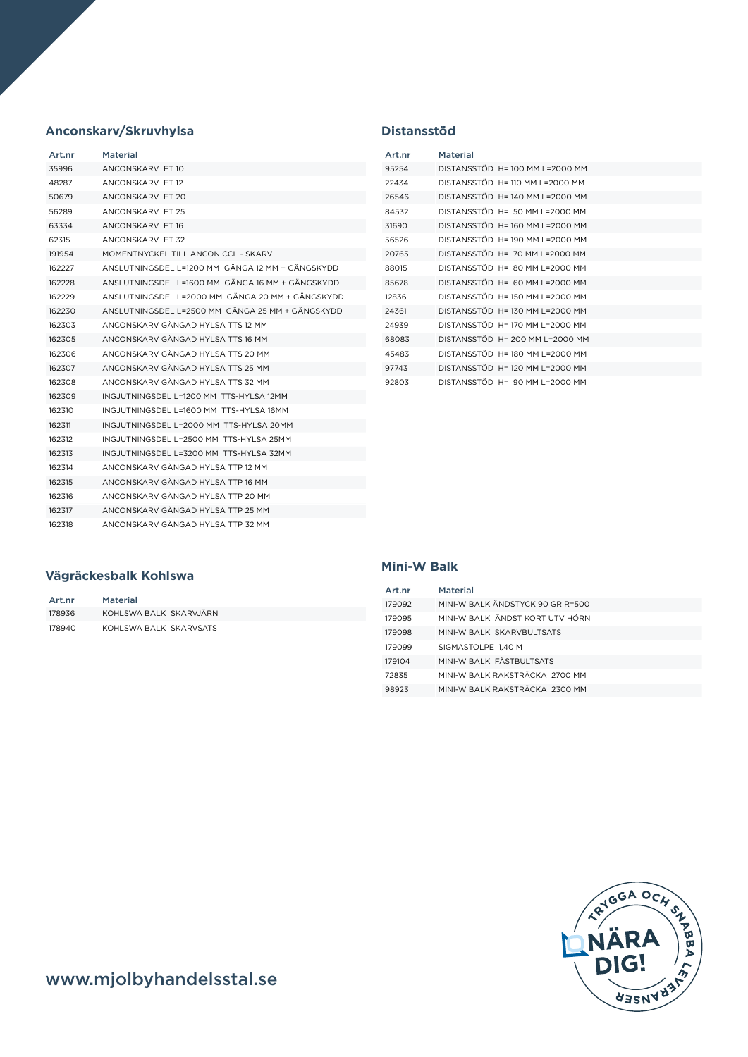## Anconskarv/Skruvhylsa

| Art.nr | Material |
|---|---|
| 35996 | ANCONSKARV ET 10 |
| 48287 | ANCONSKARV ET 12 |
| 50679 | ANCONSKARV ET 20 |
| 56289 | ANCONSKARV ET 25 |
| 63334 | ANCONSKARV ET 16 |
| 62315 | ANCONSKARV ET 32 |
| 191954 | MOMENTNYCKEL TILL ANCON CCL - SKARV |
| 162227 | ANSLUTNINGSDEL L=1200 MM GÄNGA 12 MM + GÄNGSKYDD |
| 162228 | ANSLUTNINGSDEL L=1600 MM GÄNGA 16 MM + GÄNGSKYDD |
| 162229 | ANSLUTNINGSDEL L=2000 MM GÄNGA 20 MM + GÄNGSKYDD |
| 162230 | ANSLUTNINGSDEL L=2500 MM GÄNGA 25 MM + GÄNGSKYDD |
| 162303 | ANCONSKARV GÄNGAD HYLSA TTS 12 MM |
| 162305 | ANCONSKARV GÄNGAD HYLSA TTS 16 MM |
| 162306 | ANCONSKARV GÄNGAD HYLSA TTS 20 MM |
| 162307 | ANCONSKARV GÄNGAD HYLSA TTS 25 MM |
| 162308 | ANCONSKARV GÄNGAD HYLSA TTS 32 MM |
| 162309 | INGJUTNINGSDEL L=1200 MM TTS-HYLSA 12MM |
| 162310 | INGJUTNINGSDEL L=1600 MM TTS-HYLSA 16MM |
| 162311 | INGJUTNINGSDEL L=2000 MM TTS-HYLSA 20MM |
| 162312 | INGJUTNINGSDEL L=2500 MM TTS-HYLSA 25MM |
| 162313 | INGJUTNINGSDEL L=3200 MM TTS-HYLSA 32MM |
| 162314 | ANCONSKARV GÄNGAD HYLSA TTP 12 MM |
| 162315 | ANCONSKARV GÄNGAD HYLSA TTP 16 MM |
| 162316 | ANCONSKARV GÄNGAD HYLSA TTP 20 MM |
| 162317 | ANCONSKARV GÄNGAD HYLSA TTP 25 MM |
| 162318 | ANCONSKARV GÄNGAD HYLSA TTP 32 MM |

## Distansstöd

| Art.nr | Material |
|---|---|
| 95254 | DISTANSSTÖD H= 100 MM L=2000 MM |
| 22434 | DISTANSSTÖD H= 110 MM L=2000 MM |
| 26546 | DISTANSSTÖD H= 140 MM L=2000 MM |
| 84532 | DISTANSSTÖD H= 50 MM L=2000 MM |
| 31690 | DISTANSSTÖD H= 160 MM L=2000 MM |
| 56526 | DISTANSSTÖD H= 190 MM L=2000 MM |
| 20765 | DISTANSSTÖD H= 70 MM L=2000 MM |
| 88015 | DISTANSSTÖD H= 80 MM L=2000 MM |
| 85678 | DISTANSSTÖD H= 60 MM L=2000 MM |
| 12836 | DISTANSSTÖD H= 150 MM L=2000 MM |
| 24361 | DISTANSSTÖD H= 130 MM L=2000 MM |
| 24939 | DISTANSSTÖD H= 170 MM L=2000 MM |
| 68083 | DISTANSSTÖD H= 200 MM L=2000 MM |
| 45483 | DISTANSSTÖD H= 180 MM L=2000 MM |
| 97743 | DISTANSSTÖD H= 120 MM L=2000 MM |
| 92803 | DISTANSSTÖD H= 90 MM L=2000 MM |

## Vägräckesbalk Kohlswa

| Art.nr | Material |
|---|---|
| 178936 | KOHLSWA BALK SKARVJÄRN |
| 178940 | KOHLSWA BALK SKARVSATS |

## Mini-W Balk

| Art.nr | Material |
|---|---|
| 179092 | MINI-W BALK ÄNDSTYCK 90 GR R=500 |
| 179095 | MINI-W BALK ÄNDST KORT UTV HÖRN |
| 179098 | MINI-W BALK SKARVBULTSATS |
| 179099 | SIGMASTOLPE 1,40 M |
| 179104 | MINI-W BALK FÄSTBULTSATS |
| 72835 | MINI-W BALK RAKSTRÄCKA 2700 MM |
| 98923 | MINI-W BALK RAKSTRÄCKA 2300 MM |

www.mjolbyhandelsstal.se

TRYGGA OCH SNABBA LEVERANSER – NÄRA DIG!